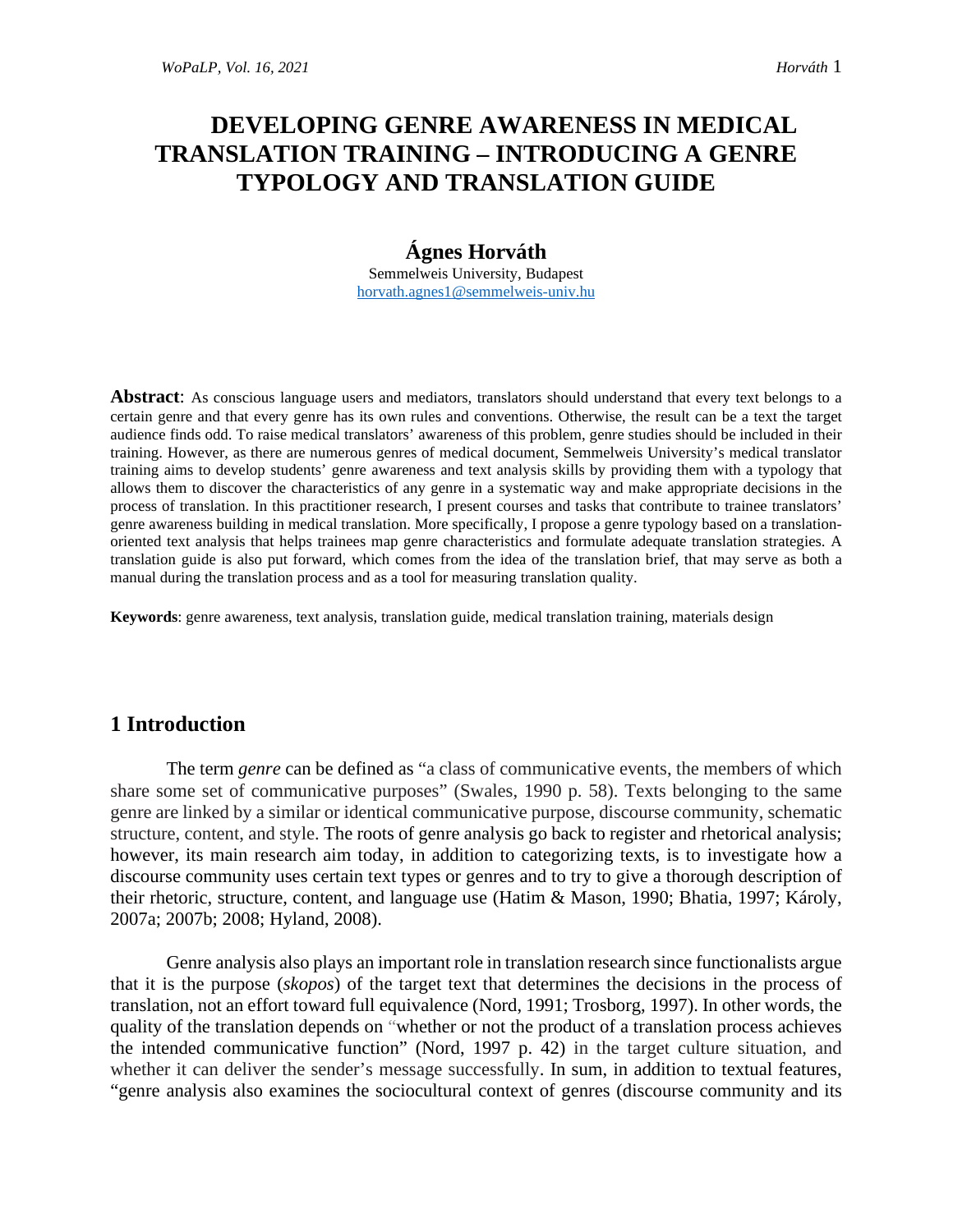# DEVELOPING GENRE AWARENESS IN MEDICAL TRANSLATION TRAINING – INTRODUCING A GENRE TYPOLOGY AND TRANSLATION GUIDE

## Ágnes Horváth

Semmelweis University, Budapest
horvath.agnes1@semmelweis-univ.hu

**Abstract**: As conscious language users and mediators, translators should understand that every text belongs to a certain genre and that every genre has its own rules and conventions. Otherwise, the result can be a text the target audience finds odd. To raise medical translators' awareness of this problem, genre studies should be included in their training. However, as there are numerous genres of medical document, Semmelweis University's medical translator training aims to develop students' genre awareness and text analysis skills by providing them with a typology that allows them to discover the characteristics of any genre in a systematic way and make appropriate decisions in the process of translation. In this practitioner research, I present courses and tasks that contribute to trainee translators' genre awareness building in medical translation. More specifically, I propose a genre typology based on a translation-oriented text analysis that helps trainees map genre characteristics and formulate adequate translation strategies. A translation guide is also put forward, which comes from the idea of the translation brief, that may serve as both a manual during the translation process and as a tool for measuring translation quality.

**Keywords**: genre awareness, text analysis, translation guide, medical translation training, materials design

## 1 Introduction

The term *genre* can be defined as "a class of communicative events, the members of which share some set of communicative purposes" (Swales, 1990 p. 58). Texts belonging to the same genre are linked by a similar or identical communicative purpose, discourse community, schematic structure, content, and style. The roots of genre analysis go back to register and rhetorical analysis; however, its main research aim today, in addition to categorizing texts, is to investigate how a discourse community uses certain text types or genres and to try to give a thorough description of their rhetoric, structure, content, and language use (Hatim & Mason, 1990; Bhatia, 1997; Károly, 2007a; 2007b; 2008; Hyland, 2008).

Genre analysis also plays an important role in translation research since functionalists argue that it is the purpose (*skopos*) of the target text that determines the decisions in the process of translation, not an effort toward full equivalence (Nord, 1991; Trosborg, 1997). In other words, the quality of the translation depends on "whether or not the product of a translation process achieves the intended communicative function" (Nord, 1997 p. 42) in the target culture situation, and whether it can deliver the sender's message successfully. In sum, in addition to textual features, "genre analysis also examines the sociocultural context of genres (discourse community and its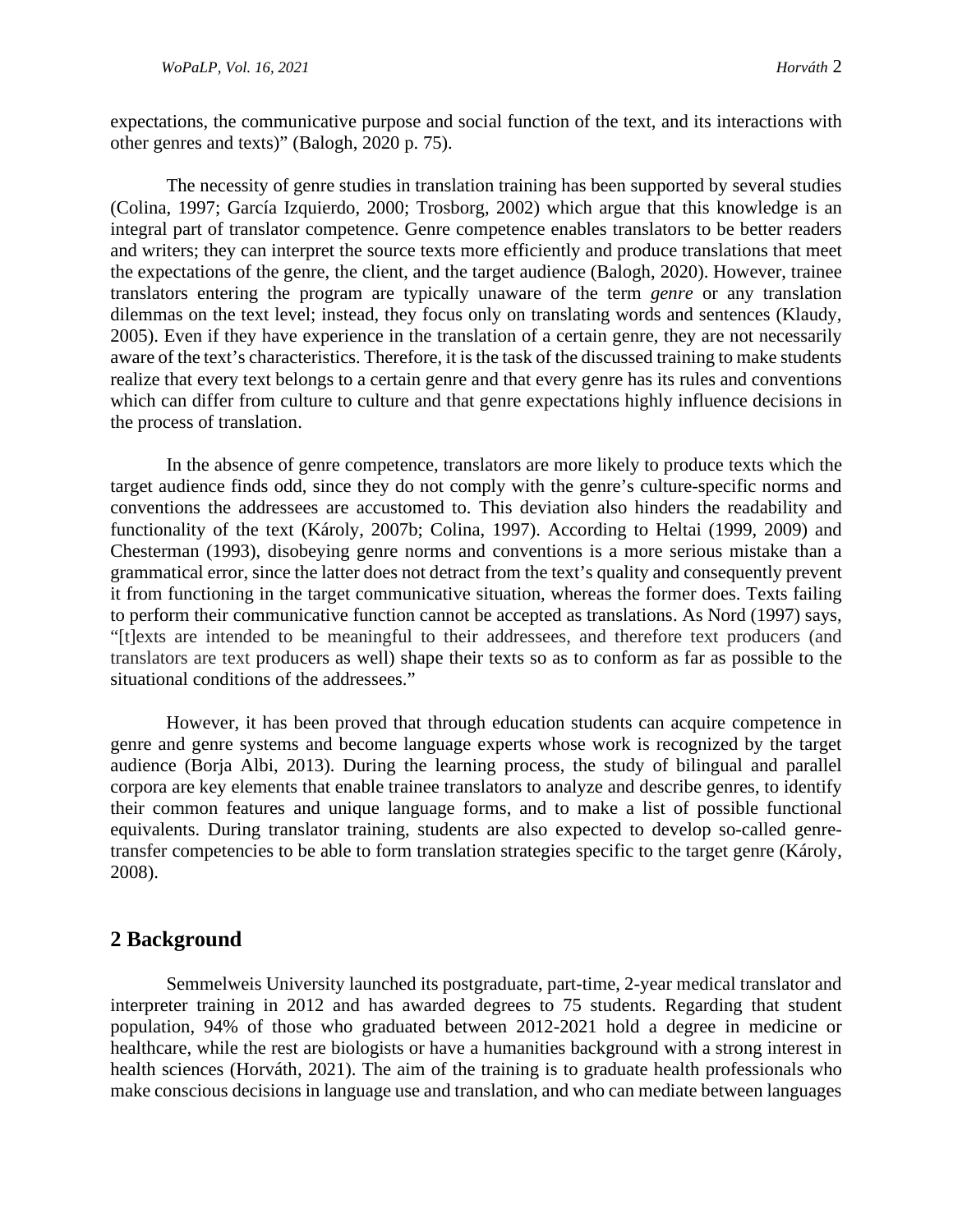expectations, the communicative purpose and social function of the text, and its interactions with other genres and texts)" (Balogh, 2020 p. 75).

The necessity of genre studies in translation training has been supported by several studies (Colina, 1997; García Izquierdo, 2000; Trosborg, 2002) which argue that this knowledge is an integral part of translator competence. Genre competence enables translators to be better readers and writers; they can interpret the source texts more efficiently and produce translations that meet the expectations of the genre, the client, and the target audience (Balogh, 2020). However, trainee translators entering the program are typically unaware of the term *genre* or any translation dilemmas on the text level; instead, they focus only on translating words and sentences (Klaudy, 2005). Even if they have experience in the translation of a certain genre, they are not necessarily aware of the text's characteristics. Therefore, it is the task of the discussed training to make students realize that every text belongs to a certain genre and that every genre has its rules and conventions which can differ from culture to culture and that genre expectations highly influence decisions in the process of translation.

In the absence of genre competence, translators are more likely to produce texts which the target audience finds odd, since they do not comply with the genre's culture-specific norms and conventions the addressees are accustomed to. This deviation also hinders the readability and functionality of the text (Károly, 2007b; Colina, 1997). According to Heltai (1999, 2009) and Chesterman (1993), disobeying genre norms and conventions is a more serious mistake than a grammatical error, since the latter does not detract from the text's quality and consequently prevent it from functioning in the target communicative situation, whereas the former does. Texts failing to perform their communicative function cannot be accepted as translations. As Nord (1997) says, "[t]exts are intended to be meaningful to their addressees, and therefore text producers (and translators are text producers as well) shape their texts so as to conform as far as possible to the situational conditions of the addressees."

However, it has been proved that through education students can acquire competence in genre and genre systems and become language experts whose work is recognized by the target audience (Borja Albi, 2013). During the learning process, the study of bilingual and parallel corpora are key elements that enable trainee translators to analyze and describe genres, to identify their common features and unique language forms, and to make a list of possible functional equivalents. During translator training, students are also expected to develop so-called genre-transfer competencies to be able to form translation strategies specific to the target genre (Károly, 2008).

## 2 Background

Semmelweis University launched its postgraduate, part-time, 2-year medical translator and interpreter training in 2012 and has awarded degrees to 75 students. Regarding that student population, 94% of those who graduated between 2012-2021 hold a degree in medicine or healthcare, while the rest are biologists or have a humanities background with a strong interest in health sciences (Horváth, 2021). The aim of the training is to graduate health professionals who make conscious decisions in language use and translation, and who can mediate between languages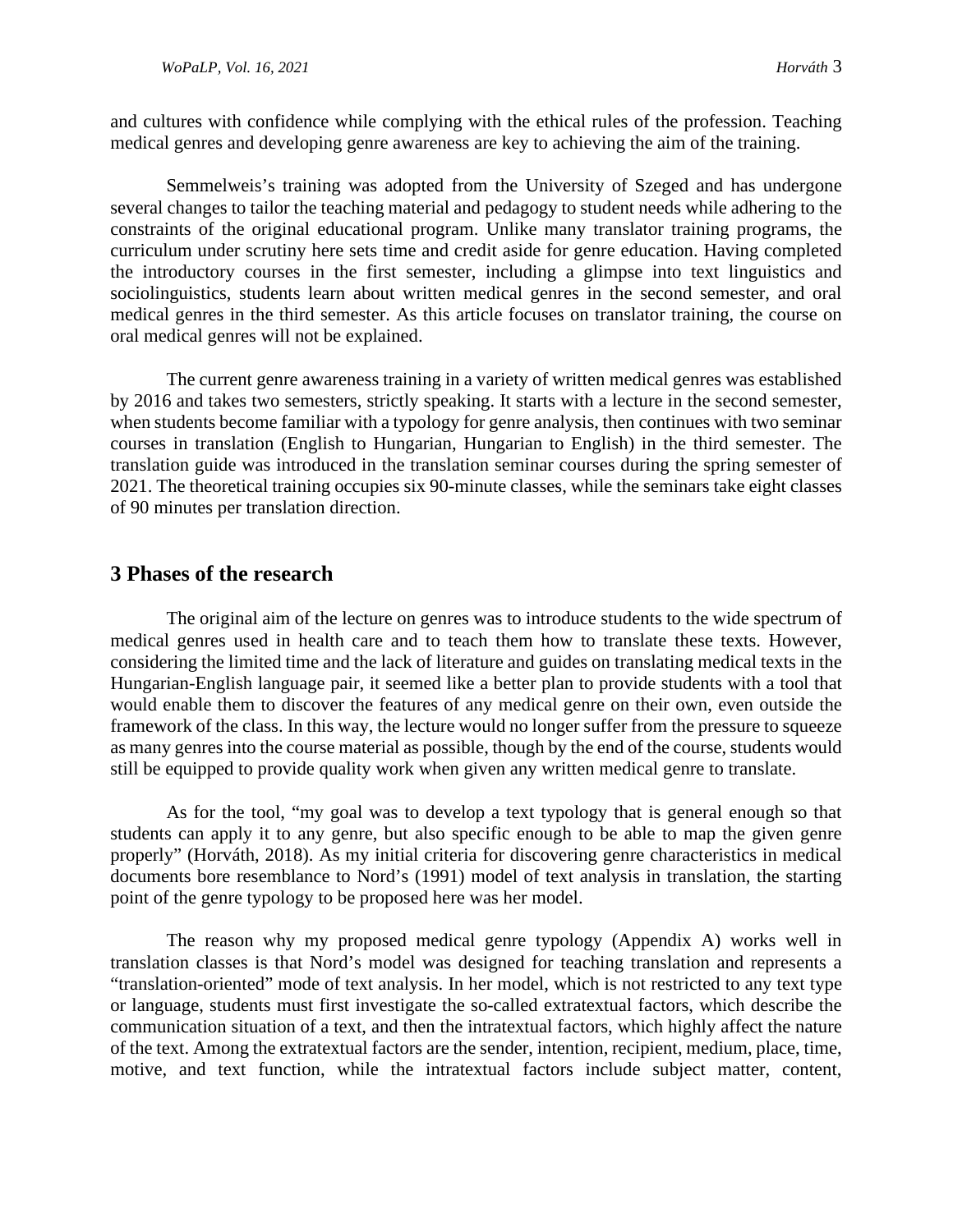and cultures with confidence while complying with the ethical rules of the profession. Teaching medical genres and developing genre awareness are key to achieving the aim of the training.

Semmelweis's training was adopted from the University of Szeged and has undergone several changes to tailor the teaching material and pedagogy to student needs while adhering to the constraints of the original educational program. Unlike many translator training programs, the curriculum under scrutiny here sets time and credit aside for genre education. Having completed the introductory courses in the first semester, including a glimpse into text linguistics and sociolinguistics, students learn about written medical genres in the second semester, and oral medical genres in the third semester. As this article focuses on translator training, the course on oral medical genres will not be explained.

The current genre awareness training in a variety of written medical genres was established by 2016 and takes two semesters, strictly speaking. It starts with a lecture in the second semester, when students become familiar with a typology for genre analysis, then continues with two seminar courses in translation (English to Hungarian, Hungarian to English) in the third semester. The translation guide was introduced in the translation seminar courses during the spring semester of 2021. The theoretical training occupies six 90-minute classes, while the seminars take eight classes of 90 minutes per translation direction.

## 3 Phases of the research

The original aim of the lecture on genres was to introduce students to the wide spectrum of medical genres used in health care and to teach them how to translate these texts. However, considering the limited time and the lack of literature and guides on translating medical texts in the Hungarian-English language pair, it seemed like a better plan to provide students with a tool that would enable them to discover the features of any medical genre on their own, even outside the framework of the class. In this way, the lecture would no longer suffer from the pressure to squeeze as many genres into the course material as possible, though by the end of the course, students would still be equipped to provide quality work when given any written medical genre to translate.

As for the tool, "my goal was to develop a text typology that is general enough so that students can apply it to any genre, but also specific enough to be able to map the given genre properly" (Horváth, 2018). As my initial criteria for discovering genre characteristics in medical documents bore resemblance to Nord's (1991) model of text analysis in translation, the starting point of the genre typology to be proposed here was her model.

The reason why my proposed medical genre typology (Appendix A) works well in translation classes is that Nord's model was designed for teaching translation and represents a "translation-oriented" mode of text analysis. In her model, which is not restricted to any text type or language, students must first investigate the so-called extratextual factors, which describe the communication situation of a text, and then the intratextual factors, which highly affect the nature of the text. Among the extratextual factors are the sender, intention, recipient, medium, place, time, motive, and text function, while the intratextual factors include subject matter, content,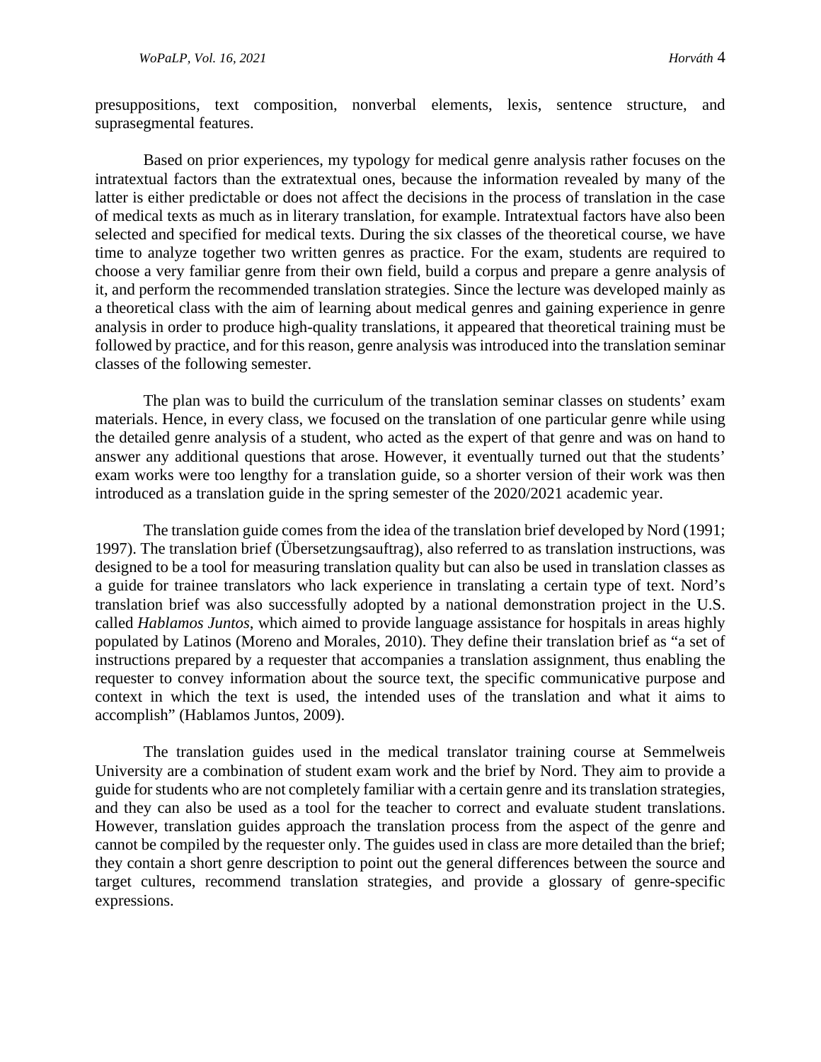presuppositions, text composition, nonverbal elements, lexis, sentence structure, and suprasegmental features.

Based on prior experiences, my typology for medical genre analysis rather focuses on the intratextual factors than the extratextual ones, because the information revealed by many of the latter is either predictable or does not affect the decisions in the process of translation in the case of medical texts as much as in literary translation, for example. Intratextual factors have also been selected and specified for medical texts. During the six classes of the theoretical course, we have time to analyze together two written genres as practice. For the exam, students are required to choose a very familiar genre from their own field, build a corpus and prepare a genre analysis of it, and perform the recommended translation strategies. Since the lecture was developed mainly as a theoretical class with the aim of learning about medical genres and gaining experience in genre analysis in order to produce high-quality translations, it appeared that theoretical training must be followed by practice, and for this reason, genre analysis was introduced into the translation seminar classes of the following semester.

The plan was to build the curriculum of the translation seminar classes on students' exam materials. Hence, in every class, we focused on the translation of one particular genre while using the detailed genre analysis of a student, who acted as the expert of that genre and was on hand to answer any additional questions that arose. However, it eventually turned out that the students' exam works were too lengthy for a translation guide, so a shorter version of their work was then introduced as a translation guide in the spring semester of the 2020/2021 academic year.

The translation guide comes from the idea of the translation brief developed by Nord (1991; 1997). The translation brief (Übersetzungsauftrag), also referred to as translation instructions, was designed to be a tool for measuring translation quality but can also be used in translation classes as a guide for trainee translators who lack experience in translating a certain type of text. Nord's translation brief was also successfully adopted by a national demonstration project in the U.S. called *Hablamos Juntos*, which aimed to provide language assistance for hospitals in areas highly populated by Latinos (Moreno and Morales, 2010). They define their translation brief as "a set of instructions prepared by a requester that accompanies a translation assignment, thus enabling the requester to convey information about the source text, the specific communicative purpose and context in which the text is used, the intended uses of the translation and what it aims to accomplish" (Hablamos Juntos, 2009).

The translation guides used in the medical translator training course at Semmelweis University are a combination of student exam work and the brief by Nord. They aim to provide a guide for students who are not completely familiar with a certain genre and its translation strategies, and they can also be used as a tool for the teacher to correct and evaluate student translations. However, translation guides approach the translation process from the aspect of the genre and cannot be compiled by the requester only. The guides used in class are more detailed than the brief; they contain a short genre description to point out the general differences between the source and target cultures, recommend translation strategies, and provide a glossary of genre-specific expressions.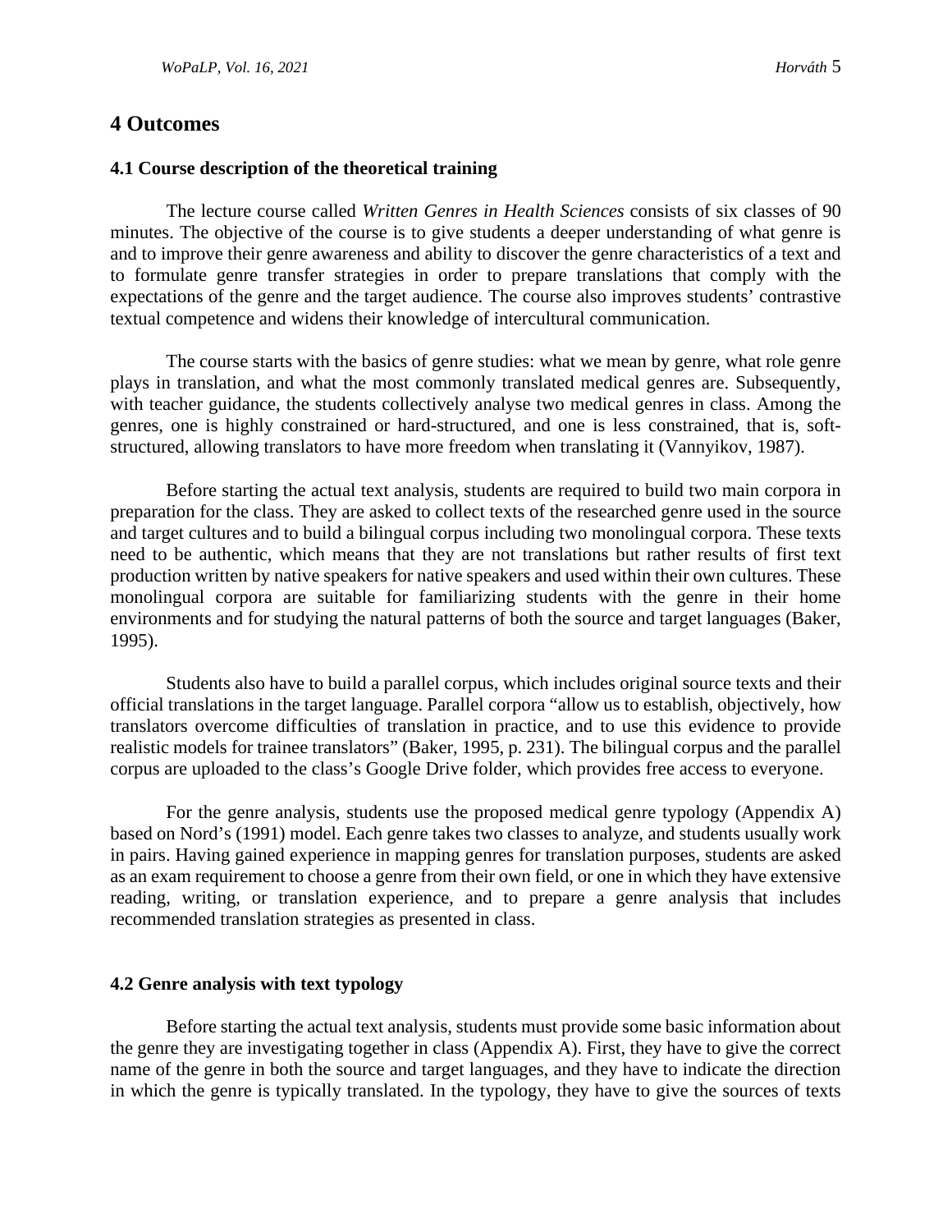## 4 Outcomes

### 4.1 Course description of the theoretical training

The lecture course called *Written Genres in Health Sciences* consists of six classes of 90 minutes. The objective of the course is to give students a deeper understanding of what genre is and to improve their genre awareness and ability to discover the genre characteristics of a text and to formulate genre transfer strategies in order to prepare translations that comply with the expectations of the genre and the target audience. The course also improves students' contrastive textual competence and widens their knowledge of intercultural communication.

The course starts with the basics of genre studies: what we mean by genre, what role genre plays in translation, and what the most commonly translated medical genres are. Subsequently, with teacher guidance, the students collectively analyse two medical genres in class. Among the genres, one is highly constrained or hard-structured, and one is less constrained, that is, soft-structured, allowing translators to have more freedom when translating it (Vannyikov, 1987).

Before starting the actual text analysis, students are required to build two main corpora in preparation for the class. They are asked to collect texts of the researched genre used in the source and target cultures and to build a bilingual corpus including two monolingual corpora. These texts need to be authentic, which means that they are not translations but rather results of first text production written by native speakers for native speakers and used within their own cultures. These monolingual corpora are suitable for familiarizing students with the genre in their home environments and for studying the natural patterns of both the source and target languages (Baker, 1995).

Students also have to build a parallel corpus, which includes original source texts and their official translations in the target language. Parallel corpora "allow us to establish, objectively, how translators overcome difficulties of translation in practice, and to use this evidence to provide realistic models for trainee translators" (Baker, 1995, p. 231). The bilingual corpus and the parallel corpus are uploaded to the class's Google Drive folder, which provides free access to everyone.

For the genre analysis, students use the proposed medical genre typology (Appendix A) based on Nord's (1991) model. Each genre takes two classes to analyze, and students usually work in pairs. Having gained experience in mapping genres for translation purposes, students are asked as an exam requirement to choose a genre from their own field, or one in which they have extensive reading, writing, or translation experience, and to prepare a genre analysis that includes recommended translation strategies as presented in class.

### 4.2 Genre analysis with text typology

Before starting the actual text analysis, students must provide some basic information about the genre they are investigating together in class (Appendix A). First, they have to give the correct name of the genre in both the source and target languages, and they have to indicate the direction in which the genre is typically translated. In the typology, they have to give the sources of texts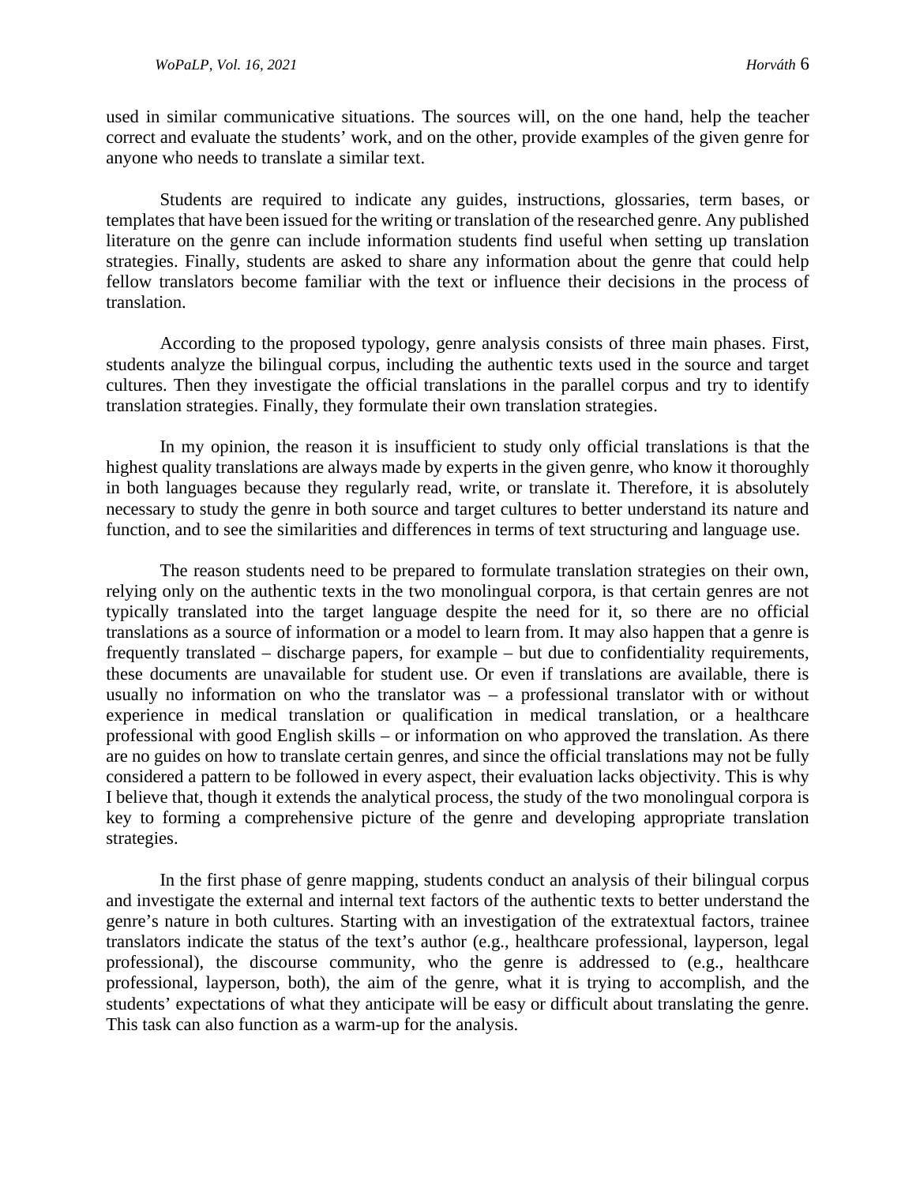used in similar communicative situations. The sources will, on the one hand, help the teacher correct and evaluate the students' work, and on the other, provide examples of the given genre for anyone who needs to translate a similar text.

Students are required to indicate any guides, instructions, glossaries, term bases, or templates that have been issued for the writing or translation of the researched genre. Any published literature on the genre can include information students find useful when setting up translation strategies. Finally, students are asked to share any information about the genre that could help fellow translators become familiar with the text or influence their decisions in the process of translation.

According to the proposed typology, genre analysis consists of three main phases. First, students analyze the bilingual corpus, including the authentic texts used in the source and target cultures. Then they investigate the official translations in the parallel corpus and try to identify translation strategies. Finally, they formulate their own translation strategies.

In my opinion, the reason it is insufficient to study only official translations is that the highest quality translations are always made by experts in the given genre, who know it thoroughly in both languages because they regularly read, write, or translate it. Therefore, it is absolutely necessary to study the genre in both source and target cultures to better understand its nature and function, and to see the similarities and differences in terms of text structuring and language use.

The reason students need to be prepared to formulate translation strategies on their own, relying only on the authentic texts in the two monolingual corpora, is that certain genres are not typically translated into the target language despite the need for it, so there are no official translations as a source of information or a model to learn from. It may also happen that a genre is frequently translated – discharge papers, for example – but due to confidentiality requirements, these documents are unavailable for student use. Or even if translations are available, there is usually no information on who the translator was – a professional translator with or without experience in medical translation or qualification in medical translation, or a healthcare professional with good English skills – or information on who approved the translation. As there are no guides on how to translate certain genres, and since the official translations may not be fully considered a pattern to be followed in every aspect, their evaluation lacks objectivity. This is why I believe that, though it extends the analytical process, the study of the two monolingual corpora is key to forming a comprehensive picture of the genre and developing appropriate translation strategies.

In the first phase of genre mapping, students conduct an analysis of their bilingual corpus and investigate the external and internal text factors of the authentic texts to better understand the genre's nature in both cultures. Starting with an investigation of the extratextual factors, trainee translators indicate the status of the text's author (e.g., healthcare professional, layperson, legal professional), the discourse community, who the genre is addressed to (e.g., healthcare professional, layperson, both), the aim of the genre, what it is trying to accomplish, and the students' expectations of what they anticipate will be easy or difficult about translating the genre. This task can also function as a warm-up for the analysis.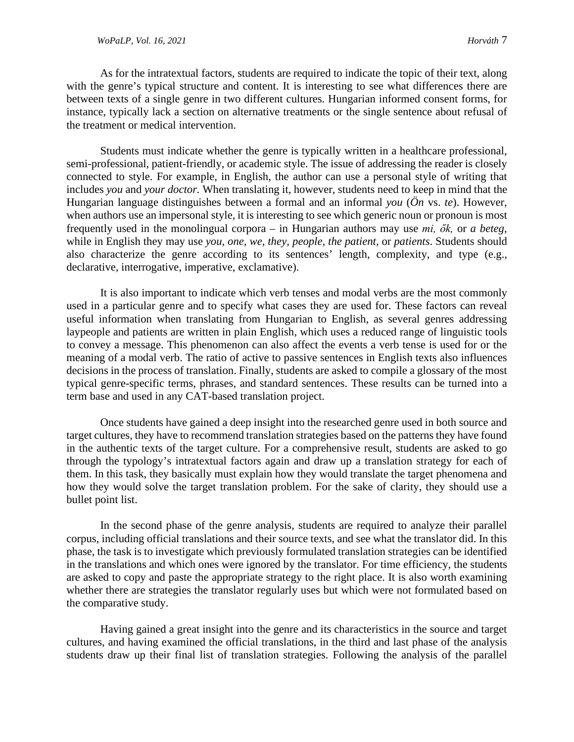As for the intratextual factors, students are required to indicate the topic of their text, along with the genre's typical structure and content. It is interesting to see what differences there are between texts of a single genre in two different cultures. Hungarian informed consent forms, for instance, typically lack a section on alternative treatments or the single sentence about refusal of the treatment or medical intervention.

Students must indicate whether the genre is typically written in a healthcare professional, semi-professional, patient-friendly, or academic style. The issue of addressing the reader is closely connected to style. For example, in English, the author can use a personal style of writing that includes *you* and *your doctor.* When translating it, however, students need to keep in mind that the Hungarian language distinguishes between a formal and an informal *you* (*Ön* vs. *te*). However, when authors use an impersonal style, it is interesting to see which generic noun or pronoun is most frequently used in the monolingual corpora – in Hungarian authors may use *mi, ők,* or *a beteg*, while in English they may use *you, one, we, they, people, the patient,* or *patients*. Students should also characterize the genre according to its sentences' length, complexity, and type (e.g., declarative, interrogative, imperative, exclamative).

It is also important to indicate which verb tenses and modal verbs are the most commonly used in a particular genre and to specify what cases they are used for. These factors can reveal useful information when translating from Hungarian to English, as several genres addressing laypeople and patients are written in plain English, which uses a reduced range of linguistic tools to convey a message. This phenomenon can also affect the events a verb tense is used for or the meaning of a modal verb. The ratio of active to passive sentences in English texts also influences decisions in the process of translation. Finally, students are asked to compile a glossary of the most typical genre-specific terms, phrases, and standard sentences. These results can be turned into a term base and used in any CAT-based translation project.

Once students have gained a deep insight into the researched genre used in both source and target cultures, they have to recommend translation strategies based on the patterns they have found in the authentic texts of the target culture. For a comprehensive result, students are asked to go through the typology's intratextual factors again and draw up a translation strategy for each of them. In this task, they basically must explain how they would translate the target phenomena and how they would solve the target translation problem. For the sake of clarity, they should use a bullet point list.

In the second phase of the genre analysis, students are required to analyze their parallel corpus, including official translations and their source texts, and see what the translator did. In this phase, the task is to investigate which previously formulated translation strategies can be identified in the translations and which ones were ignored by the translator. For time efficiency, the students are asked to copy and paste the appropriate strategy to the right place. It is also worth examining whether there are strategies the translator regularly uses but which were not formulated based on the comparative study.

Having gained a great insight into the genre and its characteristics in the source and target cultures, and having examined the official translations, in the third and last phase of the analysis students draw up their final list of translation strategies. Following the analysis of the parallel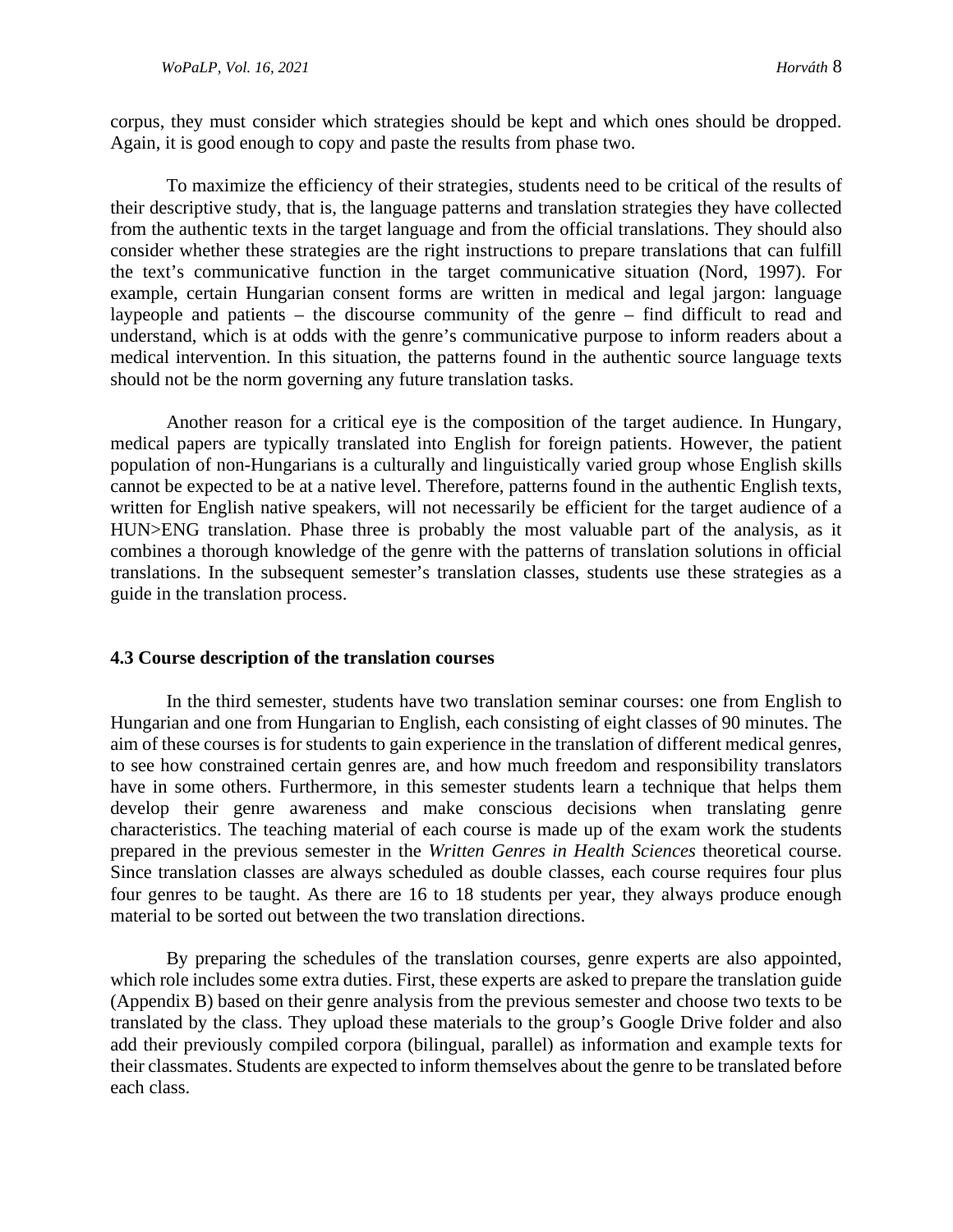corpus, they must consider which strategies should be kept and which ones should be dropped. Again, it is good enough to copy and paste the results from phase two.

To maximize the efficiency of their strategies, students need to be critical of the results of their descriptive study, that is, the language patterns and translation strategies they have collected from the authentic texts in the target language and from the official translations. They should also consider whether these strategies are the right instructions to prepare translations that can fulfill the text's communicative function in the target communicative situation (Nord, 1997). For example, certain Hungarian consent forms are written in medical and legal jargon: language laypeople and patients – the discourse community of the genre – find difficult to read and understand, which is at odds with the genre's communicative purpose to inform readers about a medical intervention. In this situation, the patterns found in the authentic source language texts should not be the norm governing any future translation tasks.

Another reason for a critical eye is the composition of the target audience. In Hungary, medical papers are typically translated into English for foreign patients. However, the patient population of non-Hungarians is a culturally and linguistically varied group whose English skills cannot be expected to be at a native level. Therefore, patterns found in the authentic English texts, written for English native speakers, will not necessarily be efficient for the target audience of a HUN>ENG translation. Phase three is probably the most valuable part of the analysis, as it combines a thorough knowledge of the genre with the patterns of translation solutions in official translations. In the subsequent semester's translation classes, students use these strategies as a guide in the translation process.

### 4.3 Course description of the translation courses

In the third semester, students have two translation seminar courses: one from English to Hungarian and one from Hungarian to English, each consisting of eight classes of 90 minutes. The aim of these courses is for students to gain experience in the translation of different medical genres, to see how constrained certain genres are, and how much freedom and responsibility translators have in some others. Furthermore, in this semester students learn a technique that helps them develop their genre awareness and make conscious decisions when translating genre characteristics. The teaching material of each course is made up of the exam work the students prepared in the previous semester in the *Written Genres in Health Sciences* theoretical course. Since translation classes are always scheduled as double classes, each course requires four plus four genres to be taught. As there are 16 to 18 students per year, they always produce enough material to be sorted out between the two translation directions.

By preparing the schedules of the translation courses, genre experts are also appointed, which role includes some extra duties. First, these experts are asked to prepare the translation guide (Appendix B) based on their genre analysis from the previous semester and choose two texts to be translated by the class. They upload these materials to the group's Google Drive folder and also add their previously compiled corpora (bilingual, parallel) as information and example texts for their classmates. Students are expected to inform themselves about the genre to be translated before each class.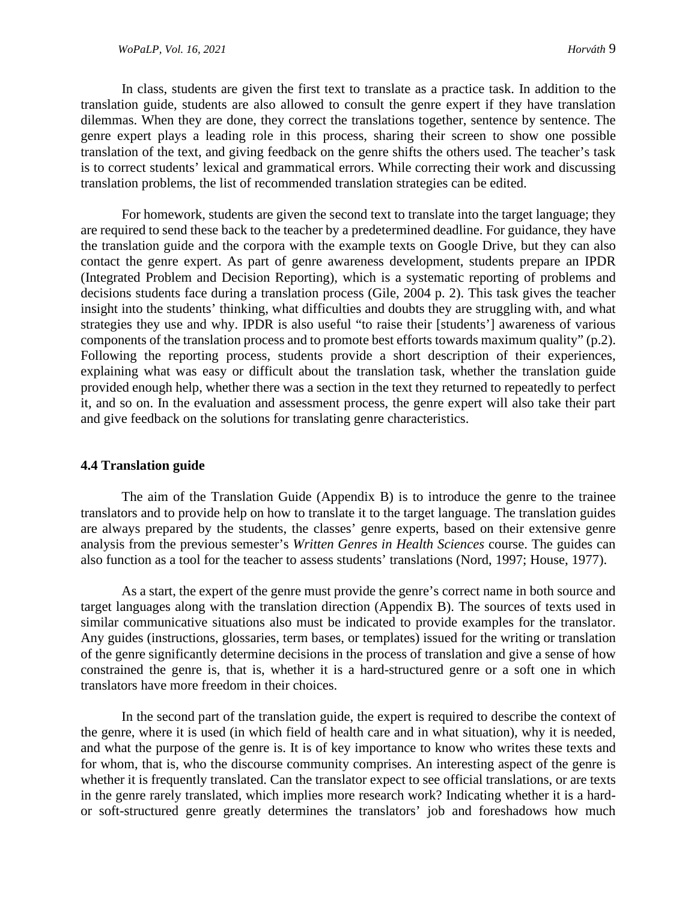In class, students are given the first text to translate as a practice task. In addition to the translation guide, students are also allowed to consult the genre expert if they have translation dilemmas. When they are done, they correct the translations together, sentence by sentence. The genre expert plays a leading role in this process, sharing their screen to show one possible translation of the text, and giving feedback on the genre shifts the others used. The teacher's task is to correct students' lexical and grammatical errors. While correcting their work and discussing translation problems, the list of recommended translation strategies can be edited.

For homework, students are given the second text to translate into the target language; they are required to send these back to the teacher by a predetermined deadline. For guidance, they have the translation guide and the corpora with the example texts on Google Drive, but they can also contact the genre expert. As part of genre awareness development, students prepare an IPDR (Integrated Problem and Decision Reporting), which is a systematic reporting of problems and decisions students face during a translation process (Gile, 2004 p. 2). This task gives the teacher insight into the students' thinking, what difficulties and doubts they are struggling with, and what strategies they use and why. IPDR is also useful "to raise their [students'] awareness of various components of the translation process and to promote best efforts towards maximum quality" (p.2). Following the reporting process, students provide a short description of their experiences, explaining what was easy or difficult about the translation task, whether the translation guide provided enough help, whether there was a section in the text they returned to repeatedly to perfect it, and so on. In the evaluation and assessment process, the genre expert will also take their part and give feedback on the solutions for translating genre characteristics.

### 4.4 Translation guide

The aim of the Translation Guide (Appendix B) is to introduce the genre to the trainee translators and to provide help on how to translate it to the target language. The translation guides are always prepared by the students, the classes' genre experts, based on their extensive genre analysis from the previous semester's *Written Genres in Health Sciences* course. The guides can also function as a tool for the teacher to assess students' translations (Nord, 1997; House, 1977).

As a start, the expert of the genre must provide the genre's correct name in both source and target languages along with the translation direction (Appendix B). The sources of texts used in similar communicative situations also must be indicated to provide examples for the translator. Any guides (instructions, glossaries, term bases, or templates) issued for the writing or translation of the genre significantly determine decisions in the process of translation and give a sense of how constrained the genre is, that is, whether it is a hard-structured genre or a soft one in which translators have more freedom in their choices.

In the second part of the translation guide, the expert is required to describe the context of the genre, where it is used (in which field of health care and in what situation), why it is needed, and what the purpose of the genre is. It is of key importance to know who writes these texts and for whom, that is, who the discourse community comprises. An interesting aspect of the genre is whether it is frequently translated. Can the translator expect to see official translations, or are texts in the genre rarely translated, which implies more research work? Indicating whether it is a hard- or soft-structured genre greatly determines the translators' job and foreshadows how much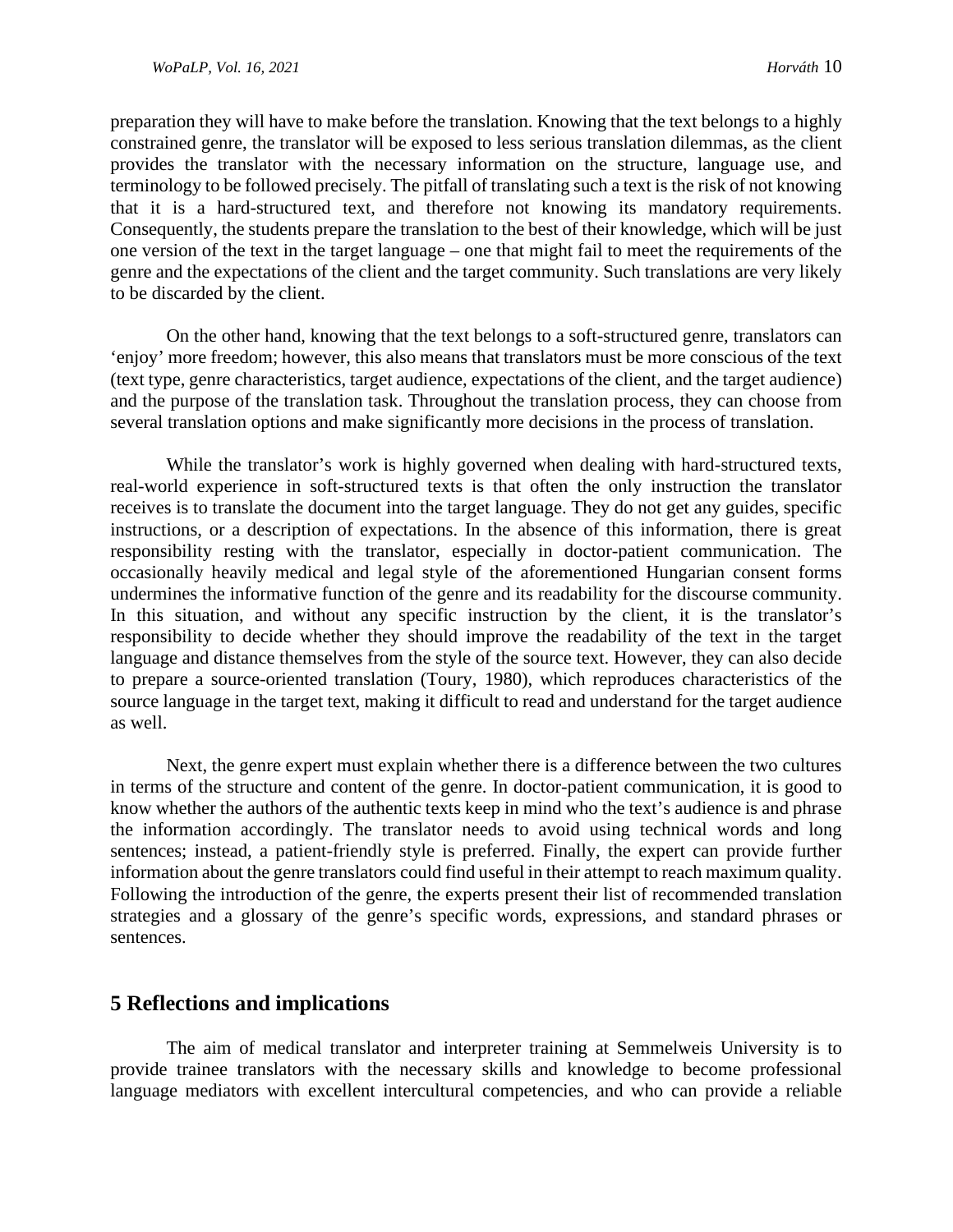preparation they will have to make before the translation. Knowing that the text belongs to a highly constrained genre, the translator will be exposed to less serious translation dilemmas, as the client provides the translator with the necessary information on the structure, language use, and terminology to be followed precisely. The pitfall of translating such a text is the risk of not knowing that it is a hard-structured text, and therefore not knowing its mandatory requirements. Consequently, the students prepare the translation to the best of their knowledge, which will be just one version of the text in the target language – one that might fail to meet the requirements of the genre and the expectations of the client and the target community. Such translations are very likely to be discarded by the client.

On the other hand, knowing that the text belongs to a soft-structured genre, translators can 'enjoy' more freedom; however, this also means that translators must be more conscious of the text (text type, genre characteristics, target audience, expectations of the client, and the target audience) and the purpose of the translation task. Throughout the translation process, they can choose from several translation options and make significantly more decisions in the process of translation.

While the translator's work is highly governed when dealing with hard-structured texts, real-world experience in soft-structured texts is that often the only instruction the translator receives is to translate the document into the target language. They do not get any guides, specific instructions, or a description of expectations. In the absence of this information, there is great responsibility resting with the translator, especially in doctor-patient communication. The occasionally heavily medical and legal style of the aforementioned Hungarian consent forms undermines the informative function of the genre and its readability for the discourse community. In this situation, and without any specific instruction by the client, it is the translator's responsibility to decide whether they should improve the readability of the text in the target language and distance themselves from the style of the source text. However, they can also decide to prepare a source-oriented translation (Toury, 1980), which reproduces characteristics of the source language in the target text, making it difficult to read and understand for the target audience as well.

Next, the genre expert must explain whether there is a difference between the two cultures in terms of the structure and content of the genre. In doctor-patient communication, it is good to know whether the authors of the authentic texts keep in mind who the text's audience is and phrase the information accordingly. The translator needs to avoid using technical words and long sentences; instead, a patient-friendly style is preferred. Finally, the expert can provide further information about the genre translators could find useful in their attempt to reach maximum quality. Following the introduction of the genre, the experts present their list of recommended translation strategies and a glossary of the genre's specific words, expressions, and standard phrases or sentences.

## 5 Reflections and implications

The aim of medical translator and interpreter training at Semmelweis University is to provide trainee translators with the necessary skills and knowledge to become professional language mediators with excellent intercultural competencies, and who can provide a reliable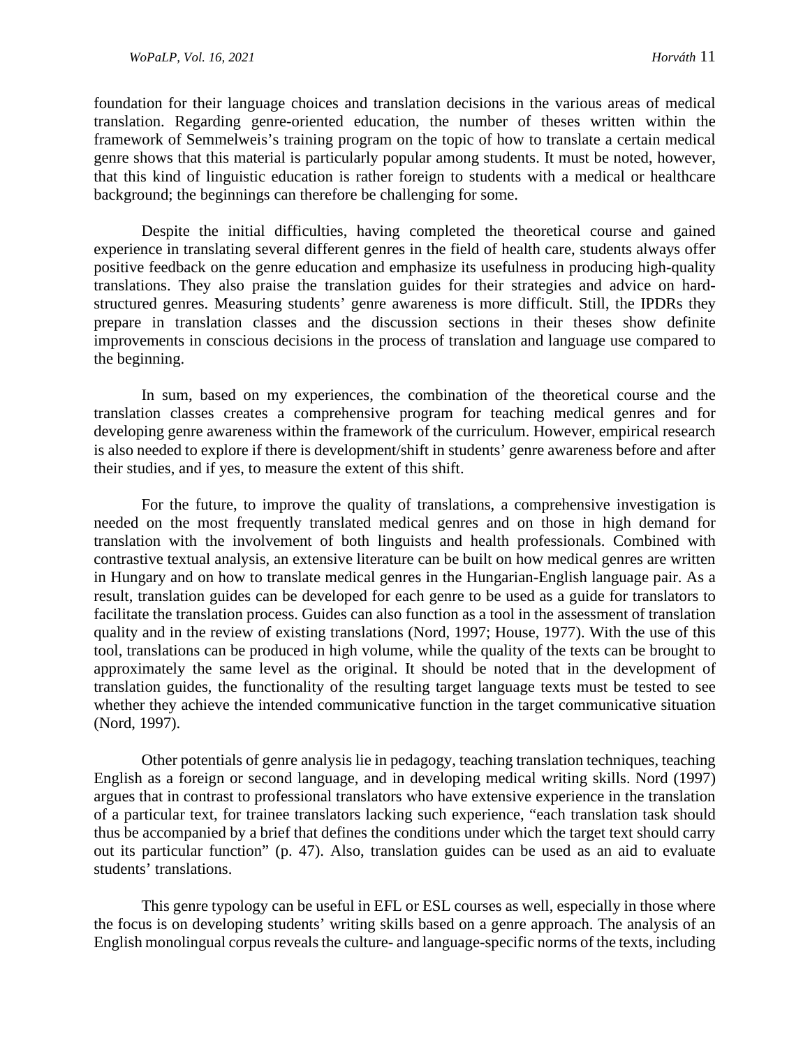foundation for their language choices and translation decisions in the various areas of medical translation. Regarding genre-oriented education, the number of theses written within the framework of Semmelweis's training program on the topic of how to translate a certain medical genre shows that this material is particularly popular among students. It must be noted, however, that this kind of linguistic education is rather foreign to students with a medical or healthcare background; the beginnings can therefore be challenging for some.

Despite the initial difficulties, having completed the theoretical course and gained experience in translating several different genres in the field of health care, students always offer positive feedback on the genre education and emphasize its usefulness in producing high-quality translations. They also praise the translation guides for their strategies and advice on hard-structured genres. Measuring students' genre awareness is more difficult. Still, the IPDRs they prepare in translation classes and the discussion sections in their theses show definite improvements in conscious decisions in the process of translation and language use compared to the beginning.

In sum, based on my experiences, the combination of the theoretical course and the translation classes creates a comprehensive program for teaching medical genres and for developing genre awareness within the framework of the curriculum. However, empirical research is also needed to explore if there is development/shift in students' genre awareness before and after their studies, and if yes, to measure the extent of this shift.

For the future, to improve the quality of translations, a comprehensive investigation is needed on the most frequently translated medical genres and on those in high demand for translation with the involvement of both linguists and health professionals. Combined with contrastive textual analysis, an extensive literature can be built on how medical genres are written in Hungary and on how to translate medical genres in the Hungarian-English language pair. As a result, translation guides can be developed for each genre to be used as a guide for translators to facilitate the translation process. Guides can also function as a tool in the assessment of translation quality and in the review of existing translations (Nord, 1997; House, 1977). With the use of this tool, translations can be produced in high volume, while the quality of the texts can be brought to approximately the same level as the original. It should be noted that in the development of translation guides, the functionality of the resulting target language texts must be tested to see whether they achieve the intended communicative function in the target communicative situation (Nord, 1997).

Other potentials of genre analysis lie in pedagogy, teaching translation techniques, teaching English as a foreign or second language, and in developing medical writing skills. Nord (1997) argues that in contrast to professional translators who have extensive experience in the translation of a particular text, for trainee translators lacking such experience, "each translation task should thus be accompanied by a brief that defines the conditions under which the target text should carry out its particular function" (p. 47). Also, translation guides can be used as an aid to evaluate students' translations.

This genre typology can be useful in EFL or ESL courses as well, especially in those where the focus is on developing students' writing skills based on a genre approach. The analysis of an English monolingual corpus reveals the culture- and language-specific norms of the texts, including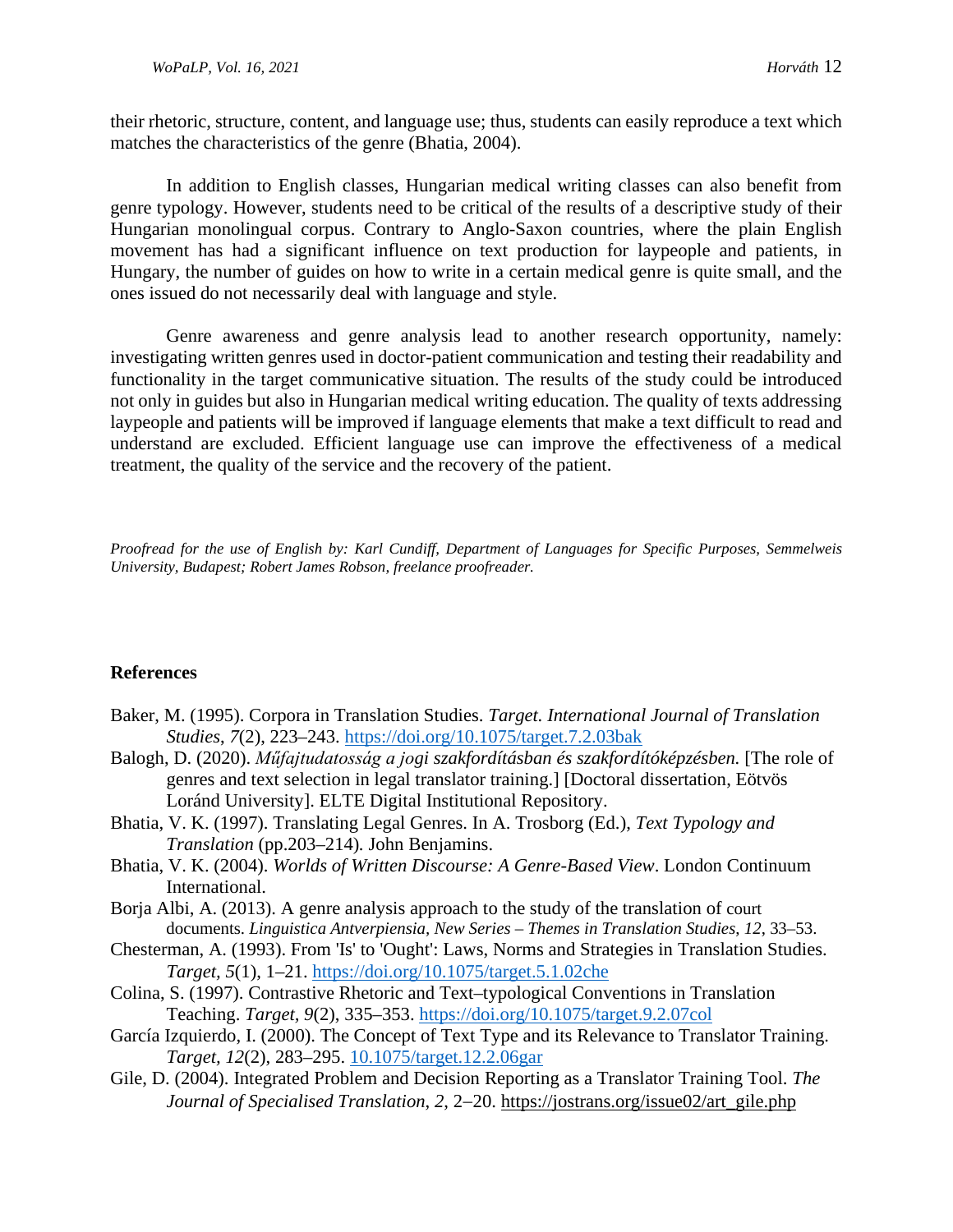their rhetoric, structure, content, and language use; thus, students can easily reproduce a text which matches the characteristics of the genre (Bhatia, 2004).

In addition to English classes, Hungarian medical writing classes can also benefit from genre typology. However, students need to be critical of the results of a descriptive study of their Hungarian monolingual corpus. Contrary to Anglo-Saxon countries, where the plain English movement has had a significant influence on text production for laypeople and patients, in Hungary, the number of guides on how to write in a certain medical genre is quite small, and the ones issued do not necessarily deal with language and style.

Genre awareness and genre analysis lead to another research opportunity, namely: investigating written genres used in doctor-patient communication and testing their readability and functionality in the target communicative situation. The results of the study could be introduced not only in guides but also in Hungarian medical writing education. The quality of texts addressing laypeople and patients will be improved if language elements that make a text difficult to read and understand are excluded. Efficient language use can improve the effectiveness of a medical treatment, the quality of the service and the recovery of the patient.

*Proofread for the use of English by: Karl Cundiff, Department of Languages for Specific Purposes, Semmelweis University, Budapest; Robert James Robson, freelance proofreader.*

## References

Baker, M. (1995). Corpora in Translation Studies. *Target. International Journal of Translation Studies*, *7*(2), 223–243. https://doi.org/10.1075/target.7.2.03bak

Balogh, D. (2020). *Műfajtudatosság a jogi szakfordításban és szakfordítóképzésben.* [The role of genres and text selection in legal translator training.] [Doctoral dissertation, Eötvös Loránd University]. ELTE Digital Institutional Repository.

Bhatia, V. K. (1997). Translating Legal Genres. In A. Trosborg (Ed.), *Text Typology and Translation* (pp.203–214)*.* John Benjamins.

Bhatia, V. K. (2004). *Worlds of Written Discourse: A Genre-Based View*. London Continuum International.

Borja Albi, A. (2013). A genre analysis approach to the study of the translation of court documents. *Linguistica Antverpiensia, New Series – Themes in Translation Studies*, *12*, 33–53.

Chesterman, A. (1993). From 'Is' to 'Ought': Laws, Norms and Strategies in Translation Studies. *Target*, *5*(1), 1–21. https://doi.org/10.1075/target.5.1.02che

Colina, S. (1997). Contrastive Rhetoric and Text–typological Conventions in Translation Teaching. *Target*, *9*(2), 335–353. https://doi.org/10.1075/target.9.2.07col

García Izquierdo, I. (2000). The Concept of Text Type and its Relevance to Translator Training. *Target*, *12*(2), 283–295. 10.1075/target.12.2.06gar

Gile, D. (2004). Integrated Problem and Decision Reporting as a Translator Training Tool. *The Journal of Specialised Translation*, *2*, 2–20. https://jostrans.org/issue02/art_gile.php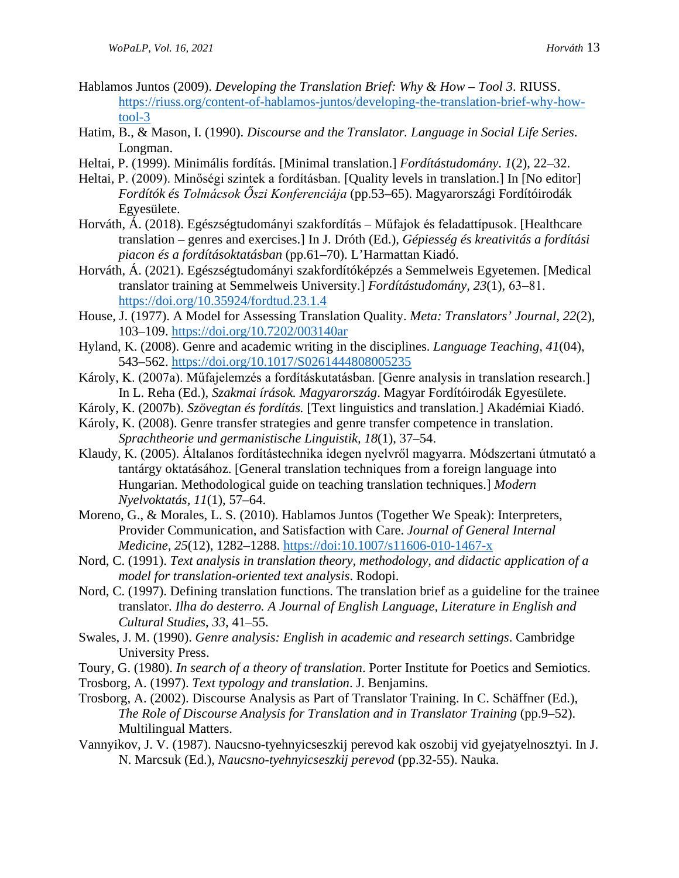Hablamos Juntos (2009). *Developing the Translation Brief: Why & How – Tool 3*. RIUSS. https://riuss.org/content-of-hablamos-juntos/developing-the-translation-brief-why-how-tool-3

Hatim, B., & Mason, I. (1990). *Discourse and the Translator. Language in Social Life Series*. Longman.

Heltai, P. (1999). Minimális fordítás. [Minimal translation.] *Fordítástudomány*. *1*(2), 22–32.

Heltai, P. (2009). Minőségi szintek a fordításban. [Quality levels in translation.] In [No editor] *Fordítók és Tolmácsok Őszi Konferenciája* (pp.53–65). Magyarországi Fordítóirodák Egyesülete.

Horváth, Á. (2018). Egészségtudományi szakfordítás – Műfajok és feladattípusok. [Healthcare translation – genres and exercises.] In J. Dróth (Ed.), *Gépiesség és kreativitás a fordítási piacon és a fordításoktatásban* (pp.61–70). L'Harmattan Kiadó.

Horváth, Á. (2021). Egészségtudományi szakfordítóképzés a Semmelweis Egyetemen. [Medical translator training at Semmelweis University.] *Fordítástudomány, 23*(1), 63–81. https://doi.org/10.35924/fordtud.23.1.4

House, J. (1977). A Model for Assessing Translation Quality. *Meta: Translators' Journal, 22*(2), 103–109. https://doi.org/10.7202/003140ar

Hyland, K. (2008). Genre and academic writing in the disciplines. *Language Teaching, 41*(04), 543–562. https://doi.org/10.1017/S0261444808005235

Károly, K. (2007a). Műfajelemzés a fordításkutatásban. [Genre analysis in translation research.] In L. Reha (Ed.), *Szakmai írások. Magyarország*. Magyar Fordítóirodák Egyesülete.

Károly, K. (2007b). *Szövegtan és fordítás.* [Text linguistics and translation.] Akadémiai Kiadó.

Károly, K. (2008). Genre transfer strategies and genre transfer competence in translation. *Sprachtheorie und germanistische Linguistik, 18*(1), 37–54.

Klaudy, K. (2005). Általanos fordítástechnika idegen nyelvről magyarra. Módszertani útmutató a tantárgy oktatásához. [General translation techniques from a foreign language into Hungarian. Methodological guide on teaching translation techniques.] *Modern Nyelvoktatás, 11*(1), 57–64.

Moreno, G., & Morales, L. S. (2010). Hablamos Juntos (Together We Speak): Interpreters, Provider Communication, and Satisfaction with Care. *Journal of General Internal Medicine, 25*(12), 1282–1288. https://doi:10.1007/s11606-010-1467-x

Nord, C. (1991). *Text analysis in translation theory, methodology, and didactic application of a model for translation-oriented text analysis*. Rodopi.

Nord, C. (1997). Defining translation functions. The translation brief as a guideline for the trainee translator. *Ilha do desterro. A Journal of English Language, Literature in English and Cultural Studies*, *33*, 41–55.

Swales, J. M. (1990). *Genre analysis: English in academic and research settings*. Cambridge University Press.

Toury, G. (1980). *In search of a theory of translation*. Porter Institute for Poetics and Semiotics.

Trosborg, A. (1997). *Text typology and translation*. J. Benjamins.

Trosborg, A. (2002). Discourse Analysis as Part of Translator Training. In C. Schäffner (Ed.), *The Role of Discourse Analysis for Translation and in Translator Training* (pp.9–52). Multilingual Matters.

Vannyikov, J. V. (1987). Naucsno-tyehnyicseszkij perevod kak oszobij vid gyejatyelnosztyi. In J. N. Marcsuk (Ed.), *Naucsno-tyehnyicseszkij perevod* (pp.32-55). Nauka.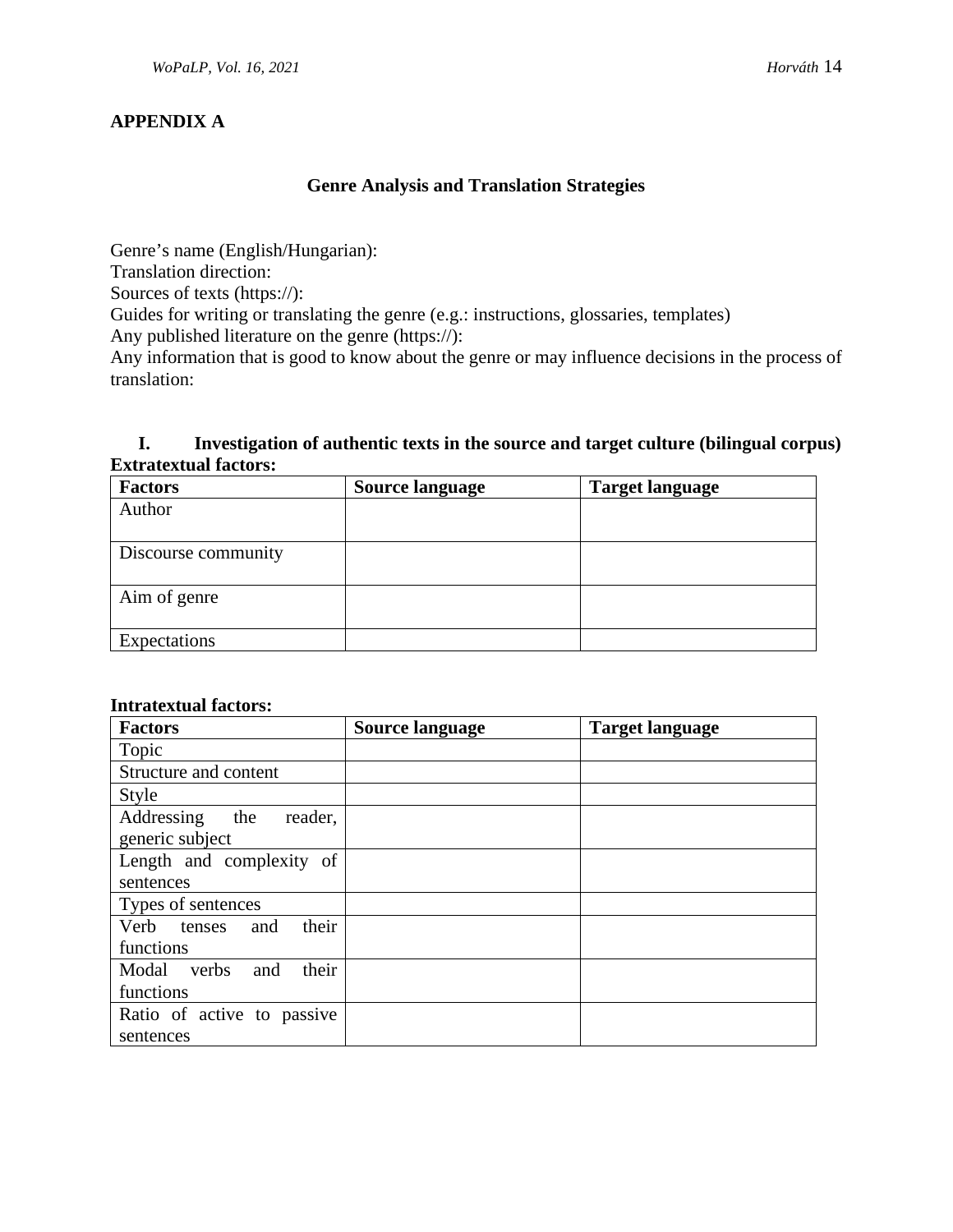**APPENDIX A**

## Genre Analysis and Translation Strategies

Genre's name (English/Hungarian):
Translation direction:
Sources of texts (https://):
Guides for writing or translating the genre (e.g.: instructions, glossaries, templates)
Any published literature on the genre (https://):
Any information that is good to know about the genre or may influence decisions in the process of translation:

### I. Investigation of authentic texts in the source and target culture (bilingual corpus)

**Extratextual factors:**

| Factors | Source language | Target language |
|---|---|---|
| Author | | |
| Discourse community | | |
| Aim of genre | | |
| Expectations | | |

**Intratextual factors:**

| Factors | Source language | Target language |
|---|---|---|
| Topic | | |
| Structure and content | | |
| Style | | |
| Addressing the reader, generic subject | | |
| Length and complexity of sentences | | |
| Types of sentences | | |
| Verb tenses and their functions | | |
| Modal verbs and their functions | | |
| Ratio of active to passive sentences | | |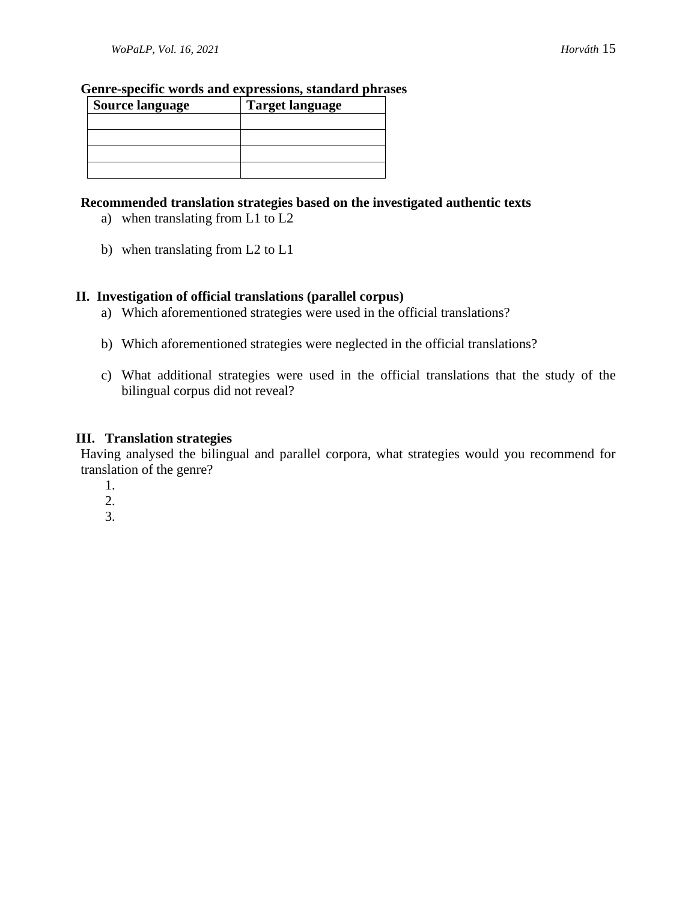**Genre-specific words and expressions, standard phrases**

| Source language | Target language |
|---|---|
| | |
| | |
| | |
| | |

**Recommended translation strategies based on the investigated authentic texts**

a) when translating from L1 to L2

b) when translating from L2 to L1

## II. Investigation of official translations (parallel corpus)

a) Which aforementioned strategies were used in the official translations?

b) Which aforementioned strategies were neglected in the official translations?

c) What additional strategies were used in the official translations that the study of the bilingual corpus did not reveal?

## III. Translation strategies

Having analysed the bilingual and parallel corpora, what strategies would you recommend for translation of the genre?

1.
2.
3.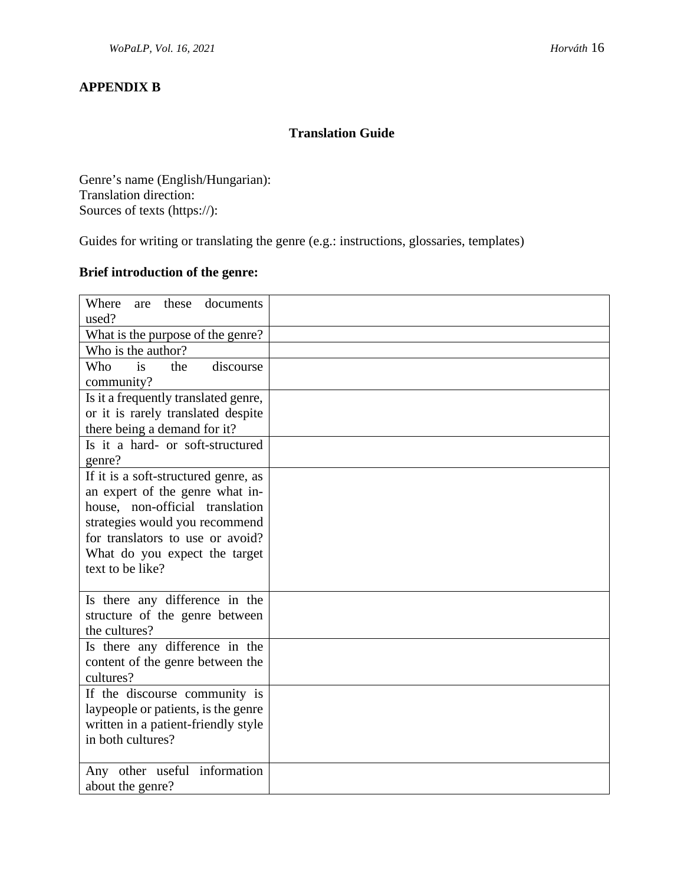## APPENDIX B

### Translation Guide

Genre's name (English/Hungarian):
Translation direction:
Sources of texts (https://):

Guides for writing or translating the genre (e.g.: instructions, glossaries, templates)

**Brief introduction of the genre:**

| | |
|---|---|
| Where are these documents used? | |
| What is the purpose of the genre? | |
| Who is the author? | |
| Who is the discourse community? | |
| Is it a frequently translated genre, or it is rarely translated despite there being a demand for it? | |
| Is it a hard- or soft-structured genre? | |
| If it is a soft-structured genre, as an expert of the genre what in-house, non-official translation strategies would you recommend for translators to use or avoid? What do you expect the target text to be like? | |
| Is there any difference in the structure of the genre between the cultures? | |
| Is there any difference in the content of the genre between the cultures? | |
| If the discourse community is laypeople or patients, is the genre written in a patient-friendly style in both cultures? | |
| Any other useful information about the genre? | |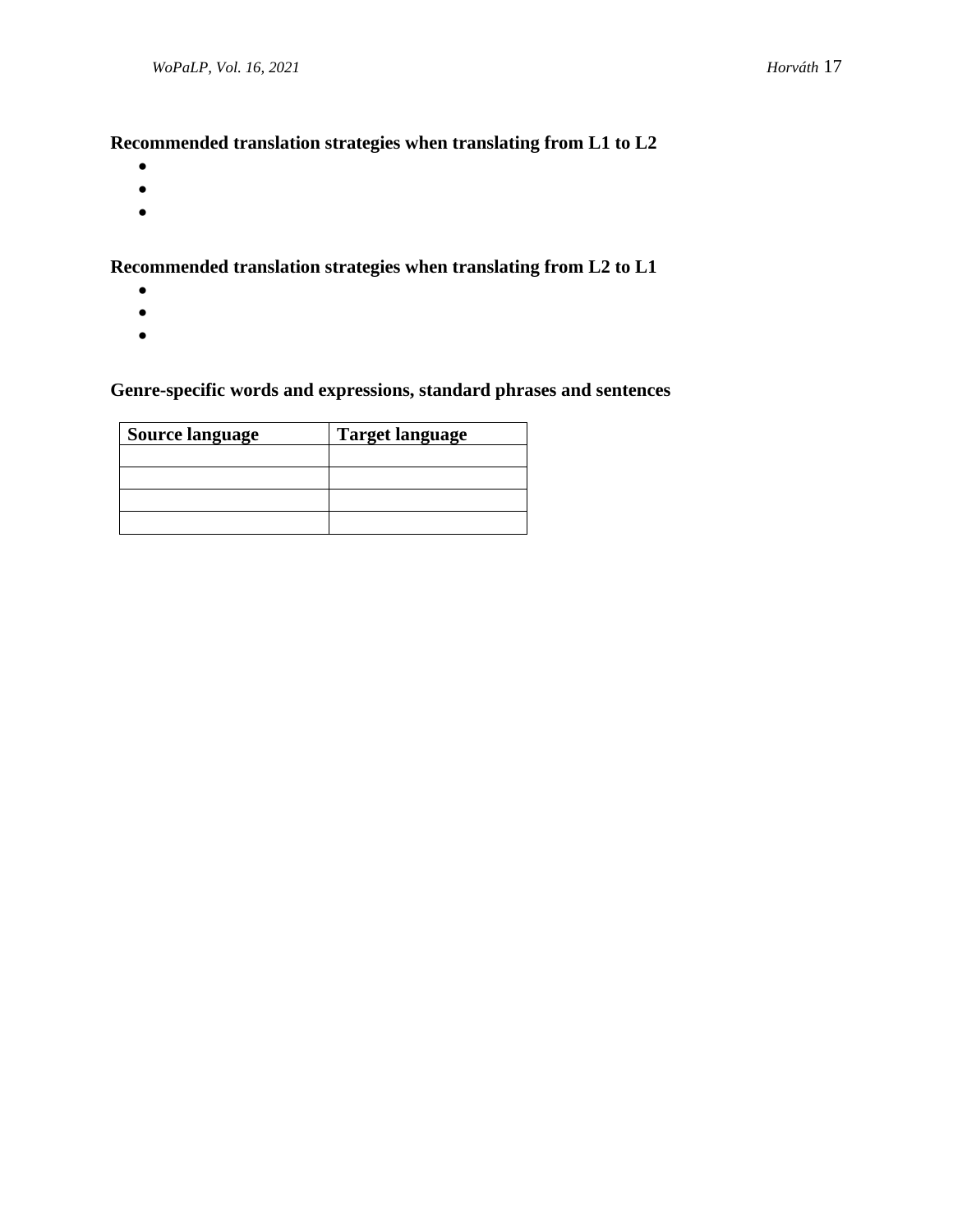**Recommended translation strategies when translating from L1 to L2**

- 
- 
- 

**Recommended translation strategies when translating from L2 to L1**

- 
- 
- 

**Genre-specific words and expressions, standard phrases and sentences**

| Source language | Target language |
| --- | --- |
| | |
| | |
| | |
| | |